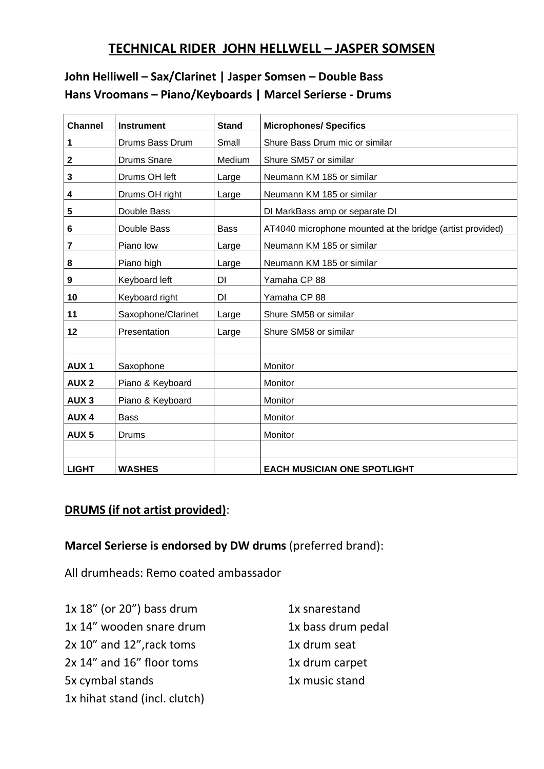# TECHNICAL RIDER JOHN HELLWELL – JASPER SOMSEN

**John Helliwell – Sax/Clarinet | Jasper Somsen – Double Bass**
**Hans Vroomans – Piano/Keyboards | Marcel Serierse - Drums**

| Channel | Instrument | Stand | Microphones/ Specifics |
|---|---|---|---|
| 1 | Drums Bass Drum | Small | Shure Bass Drum mic or similar |
| 2 | Drums Snare | Medium | Shure SM57 or similar |
| 3 | Drums OH left | Large | Neumann KM 185 or similar |
| 4 | Drums OH right | Large | Neumann KM 185 or similar |
| 5 | Double Bass | | DI MarkBass amp or separate DI |
| 6 | Double Bass | Bass | AT4040 microphone mounted at the bridge (artist provided) |
| 7 | Piano low | Large | Neumann KM 185 or similar |
| 8 | Piano high | Large | Neumann KM 185 or similar |
| 9 | Keyboard left | DI | Yamaha CP 88 |
| 10 | Keyboard right | DI | Yamaha CP 88 |
| 11 | Saxophone/Clarinet | Large | Shure SM58 or similar |
| 12 | Presentation | Large | Shure SM58 or similar |
| | | | |
| AUX 1 | Saxophone | | Monitor |
| AUX 2 | Piano & Keyboard | | Monitor |
| AUX 3 | Piano & Keyboard | | Monitor |
| AUX 4 | Bass | | Monitor |
| AUX 5 | Drums | | Monitor |
| | | | |
| **LIGHT** | **WASHES** | | **EACH MUSICIAN ONE SPOTLIGHT** |

**DRUMS (if not artist provided)**:

**Marcel Serierse is endorsed by DW drums** (preferred brand):

All drumheads: Remo coated ambassador

- 1x 18” (or 20”) bass drum
- 1x 14” wooden snare drum
- 2x 10” and 12”,rack toms
- 2x 14” and 16” floor toms
- 5x cymbal stands
- 1x hihat stand (incl. clutch)
- 1x snarestand
- 1x bass drum pedal
- 1x drum seat
- 1x drum carpet
- 1x music stand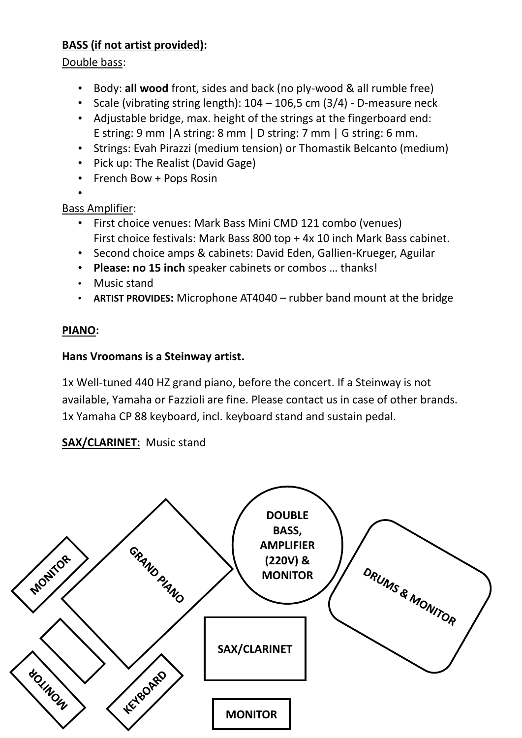**BASS (if not artist provided):**

Double bass:

- Body: **all wood** front, sides and back (no ply-wood & all rumble free)
- Scale (vibrating string length): 104 – 106,5 cm (3/4) - D-measure neck
- Adjustable bridge, max. height of the strings at the fingerboard end: E string: 9 mm |A string: 8 mm | D string: 7 mm | G string: 6 mm.
- Strings: Evah Pirazzi (medium tension) or Thomastik Belcanto (medium)
- Pick up: The Realist (David Gage)
- French Bow + Pops Rosin

Bass Amplifier:

- First choice venues: Mark Bass Mini CMD 121 combo (venues)
  First choice festivals: Mark Bass 800 top + 4x 10 inch Mark Bass cabinet.
- Second choice amps & cabinets: David Eden, Gallien-Krueger, Aguilar
- **Please: no 15 inch** speaker cabinets or combos … thanks!
- Music stand
- **ARTIST PROVIDES:** Microphone AT4040 – rubber band mount at the bridge

**PIANO:**

**Hans Vroomans is a Steinway artist.**

1x Well-tuned 440 HZ grand piano, before the concert. If a Steinway is not available, Yamaha or Fazzioli are fine. Please contact us in case of other brands.
1x Yamaha CP 88 keyboard, incl. keyboard stand and sustain pedal.

**SAX/CLARINET:** Music stand

MONITOR

GRAND PIANO

DOUBLE BASS, AMPLIFIER (220V) & MONITOR

DRUMS & MONITOR

SAX/CLARINET

MONITOR

KEYBOARD

MONITOR